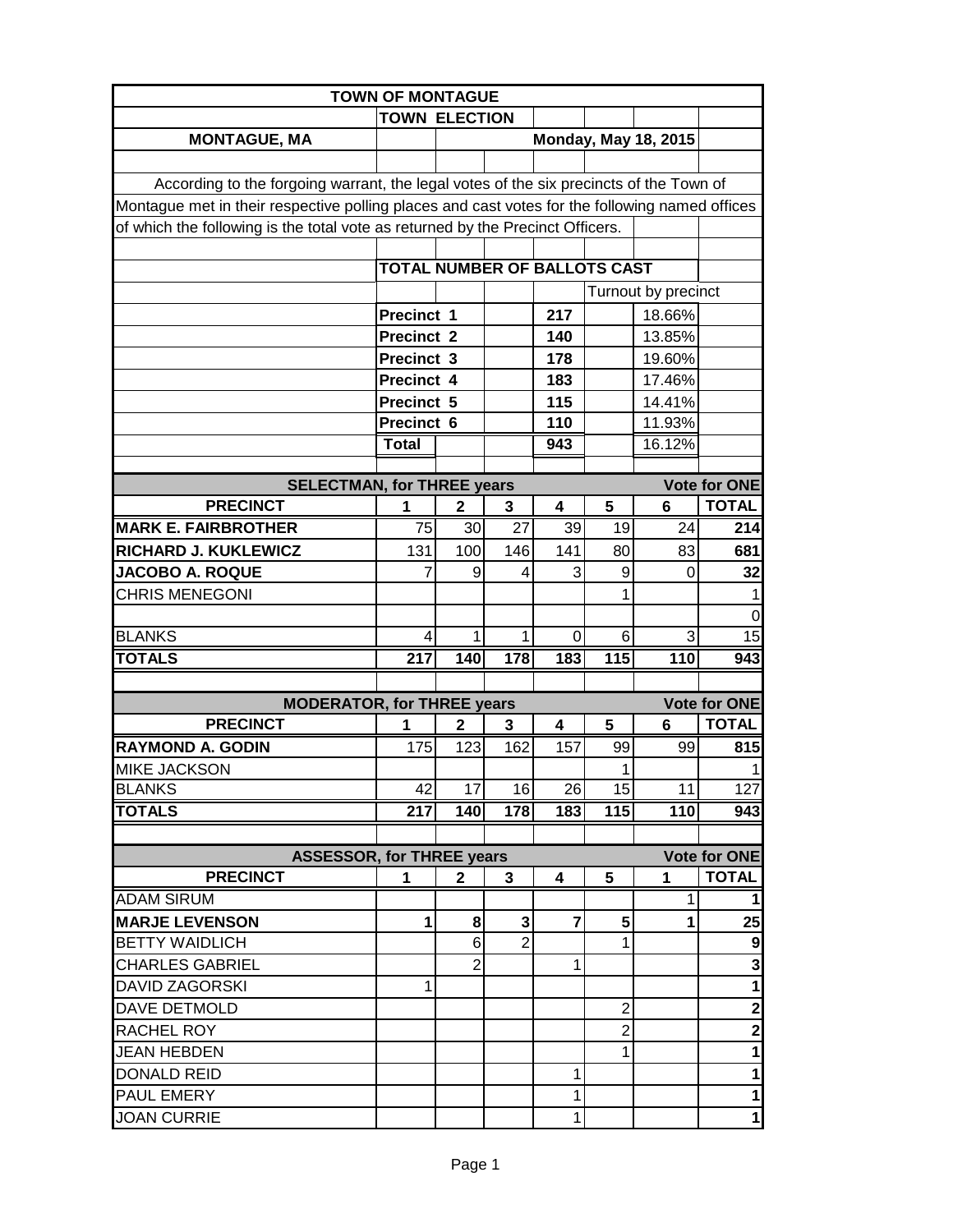# TOWN OF MONTAGUE

## TOWN ELECTION

**MONTAGUE, MA** — **Monday, May 18, 2015**

According to the forgoing warrant, the legal votes of the six precincts of the Town of Montague met in their respective polling places and cast votes for the following named offices of which the following is the total vote as returned by the Precinct Officers.

### TOTAL NUMBER OF BALLOTS CAST

| | Ballots | Turnout by precinct |
|---|---|---|
| **Precinct 1** | **217** | 18.66% |
| **Precinct 2** | **140** | 13.85% |
| **Precinct 3** | **178** | 19.60% |
| **Precinct 4** | **183** | 17.46% |
| **Precinct 5** | **115** | 14.41% |
| **Precinct 6** | **110** | 11.93% |
| **Total** | **943** | 16.12% |

### SELECTMAN, for THREE years — Vote for ONE

| PRECINCT | 1 | 2 | 3 | 4 | 5 | 6 | TOTAL |
|---|---|---|---|---|---|---|---|
| **MARK E. FAIRBROTHER** | 75 | 30 | 27 | 39 | 19 | 24 | **214** |
| **RICHARD J. KUKLEWICZ** | 131 | 100 | 146 | 141 | 80 | 83 | **681** |
| **JACOBO A. ROQUE** | 7 | 9 | 4 | 3 | 9 | 0 | **32** |
| CHRIS MENEGONI | | | | | 1 | | 1 |
| | | | | | | | 0 |
| BLANKS | 4 | 1 | 1 | 0 | 6 | 3 | 15 |
| **TOTALS** | **217** | **140** | **178** | **183** | **115** | **110** | **943** |

### MODERATOR, for THREE years — Vote for ONE

| PRECINCT | 1 | 2 | 3 | 4 | 5 | 6 | TOTAL |
|---|---|---|---|---|---|---|---|
| **RAYMOND A. GODIN** | 175 | 123 | 162 | 157 | 99 | 99 | **815** |
| MIKE JACKSON | | | | | 1 | | 1 |
| BLANKS | 42 | 17 | 16 | 26 | 15 | 11 | 127 |
| **TOTALS** | **217** | **140** | **178** | **183** | **115** | **110** | **943** |

### ASSESSOR, for THREE years — Vote for ONE

| PRECINCT | 1 | 2 | 3 | 4 | 5 | 1 | TOTAL |
|---|---|---|---|---|---|---|---|
| ADAM SIRUM | | | | | | 1 | **1** |
| **MARJE LEVENSON** | **1** | **8** | **3** | **7** | **5** | **1** | **25** |
| BETTY WAIDLICH | | 6 | 2 | | 1 | | **9** |
| CHARLES GABRIEL | | 2 | | 1 | | | **3** |
| DAVID ZAGORSKI | 1 | | | | | | **1** |
| DAVE DETMOLD | | | | | 2 | | **2** |
| RACHEL ROY | | | | | 2 | | **2** |
| JEAN HEBDEN | | | | | 1 | | **1** |
| DONALD REID | | | | 1 | | | **1** |
| PAUL EMERY | | | | 1 | | | **1** |
| JOAN CURRIE | | | | 1 | | | **1** |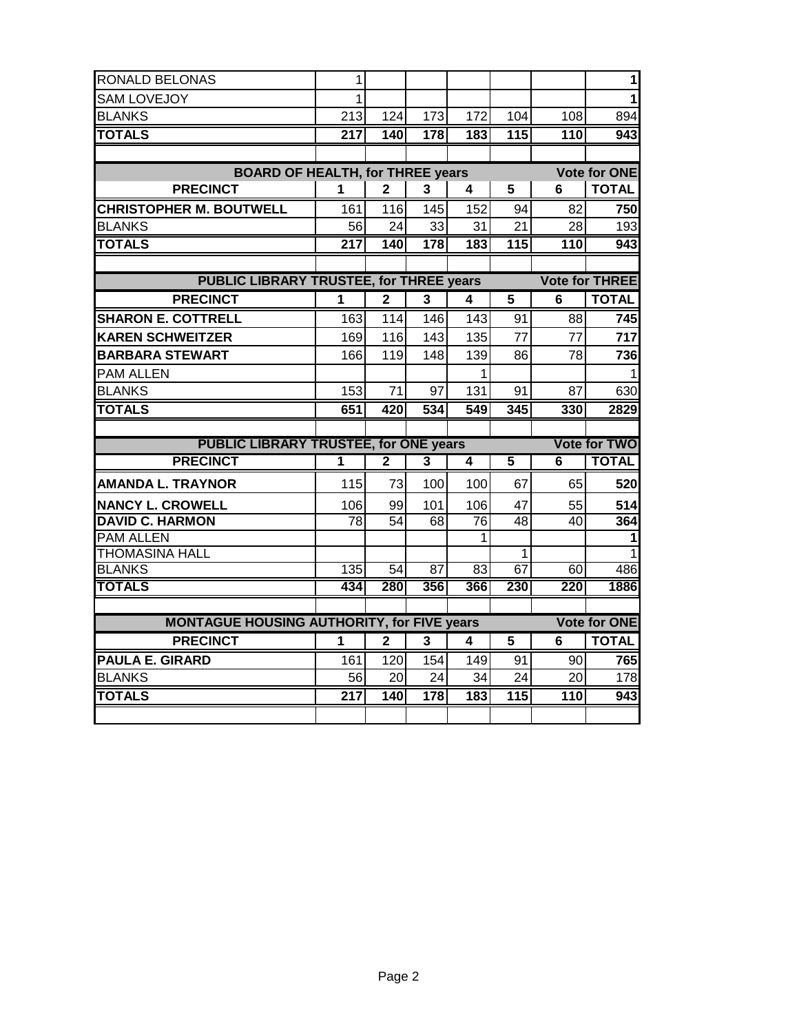| | 1 | 2 | 3 | 4 | 5 | 6 | TOTAL |
|---|---|---|---|---|---|---|---|
| RONALD BELONAS | 1 | | | | | | 1 |
| SAM LOVEJOY | 1 | | | | | | 1 |
| BLANKS | 213 | 124 | 173 | 172 | 104 | 108 | 894 |
| **TOTALS** | **217** | **140** | **178** | **183** | **115** | **110** | **943** |

**BOARD OF HEALTH, for THREE years** — **Vote for ONE**

| PRECINCT | 1 | 2 | 3 | 4 | 5 | 6 | TOTAL |
|---|---|---|---|---|---|---|---|
| **CHRISTOPHER M. BOUTWELL** | 161 | 116 | 145 | 152 | 94 | 82 | **750** |
| BLANKS | 56 | 24 | 33 | 31 | 21 | 28 | 193 |
| **TOTALS** | **217** | **140** | **178** | **183** | **115** | **110** | **943** |

**PUBLIC LIBRARY TRUSTEE, for THREE years** — **Vote for THREE**

| PRECINCT | 1 | 2 | 3 | 4 | 5 | 6 | TOTAL |
|---|---|---|---|---|---|---|---|
| **SHARON E. COTTRELL** | 163 | 114 | 146 | 143 | 91 | 88 | **745** |
| **KAREN SCHWEITZER** | 169 | 116 | 143 | 135 | 77 | 77 | **717** |
| **BARBARA STEWART** | 166 | 119 | 148 | 139 | 86 | 78 | **736** |
| PAM ALLEN | | | | 1 | | | 1 |
| BLANKS | 153 | 71 | 97 | 131 | 91 | 87 | 630 |
| **TOTALS** | **651** | **420** | **534** | **549** | **345** | **330** | **2829** |

**PUBLIC LIBRARY TRUSTEE, for ONE years** — **Vote for TWO**

| PRECINCT | 1 | 2 | 3 | 4 | 5 | 6 | TOTAL |
|---|---|---|---|---|---|---|---|
| **AMANDA L. TRAYNOR** | 115 | 73 | 100 | 100 | 67 | 65 | **520** |
| **NANCY L. CROWELL** | 106 | 99 | 101 | 106 | 47 | 55 | **514** |
| **DAVID C. HARMON** | 78 | 54 | 68 | 76 | 48 | 40 | **364** |
| PAM ALLEN | | | | 1 | | | **1** |
| THOMASINA HALL | | | | | 1 | | 1 |
| BLANKS | 135 | 54 | 87 | 83 | 67 | 60 | 486 |
| **TOTALS** | **434** | **280** | **356** | **366** | **230** | **220** | **1886** |

**MONTAGUE HOUSING AUTHORITY, for FIVE years** — **Vote for ONE**

| PRECINCT | 1 | 2 | 3 | 4 | 5 | 6 | TOTAL |
|---|---|---|---|---|---|---|---|
| **PAULA E. GIRARD** | 161 | 120 | 154 | 149 | 91 | 90 | **765** |
| BLANKS | 56 | 20 | 24 | 34 | 24 | 20 | 178 |
| **TOTALS** | **217** | **140** | **178** | **183** | **115** | **110** | **943** |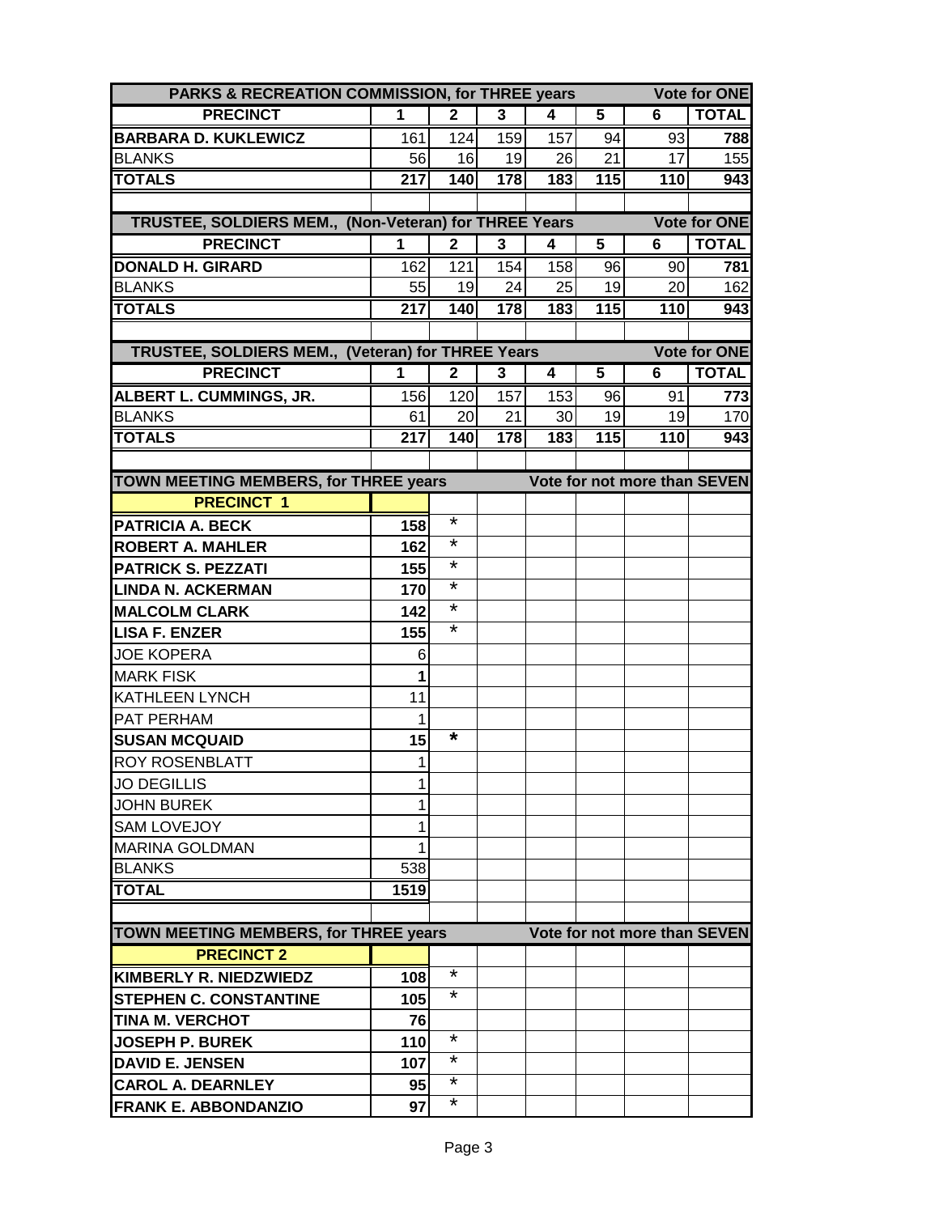| PARKS & RECREATION COMMISSION, for THREE years | | | | | | | Vote for ONE |
|---|---|---|---|---|---|---|---|
| **PRECINCT** | **1** | **2** | **3** | **4** | **5** | **6** | **TOTAL** |
| **BARBARA D. KUKLEWICZ** | 161 | 124 | 159 | 157 | 94 | 93 | **788** |
| BLANKS | 56 | 16 | 19 | 26 | 21 | 17 | 155 |
| **TOTALS** | **217** | **140** | **178** | **183** | **115** | **110** | **943** |

| TRUSTEE, SOLDIERS MEM., (Non-Veteran) for THREE Years | | | | | | | Vote for ONE |
|---|---|---|---|---|---|---|---|
| **PRECINCT** | **1** | **2** | **3** | **4** | **5** | **6** | **TOTAL** |
| **DONALD H. GIRARD** | 162 | 121 | 154 | 158 | 96 | 90 | **781** |
| BLANKS | 55 | 19 | 24 | 25 | 19 | 20 | 162 |
| **TOTALS** | **217** | **140** | **178** | **183** | **115** | **110** | **943** |

| TRUSTEE, SOLDIERS MEM., (Veteran) for THREE Years | | | | | | | Vote for ONE |
|---|---|---|---|---|---|---|---|
| **PRECINCT** | **1** | **2** | **3** | **4** | **5** | **6** | **TOTAL** |
| **ALBERT L. CUMMINGS, JR.** | 156 | 120 | 157 | 153 | 96 | 91 | **773** |
| BLANKS | 61 | 20 | 21 | 30 | 19 | 19 | 170 |
| **TOTALS** | **217** | **140** | **178** | **183** | **115** | **110** | **943** |

| TOWN MEETING MEMBERS, for THREE years | | Vote for not more than SEVEN |
|---|---|---|
| **PRECINCT 1** | | |
| **PATRICIA A. BECK** | **158** | * |
| **ROBERT A. MAHLER** | **162** | * |
| **PATRICK S. PEZZATI** | **155** | * |
| **LINDA N. ACKERMAN** | **170** | * |
| **MALCOLM CLARK** | **142** | * |
| **LISA F. ENZER** | **155** | * |
| JOE KOPERA | 6 | |
| MARK FISK | **1** | |
| KATHLEEN LYNCH | 11 | |
| PAT PERHAM | 1 | |
| **SUSAN MCQUAID** | **15** | * |
| ROY ROSENBLATT | 1 | |
| JO DEGILLIS | 1 | |
| JOHN BUREK | 1 | |
| SAM LOVEJOY | 1 | |
| MARINA GOLDMAN | 1 | |
| BLANKS | 538 | |
| **TOTAL** | **1519** | |

| TOWN MEETING MEMBERS, for THREE years | | Vote for not more than SEVEN |
|---|---|---|
| **PRECINCT 2** | | |
| **KIMBERLY R. NIEDZWIEDZ** | **108** | * |
| **STEPHEN C. CONSTANTINE** | **105** | * |
| **TINA M. VERCHOT** | **76** | |
| **JOSEPH P. BUREK** | **110** | * |
| **DAVID E. JENSEN** | **107** | * |
| **CAROL A. DEARNLEY** | **95** | * |
| **FRANK E. ABBONDANZIO** | **97** | * |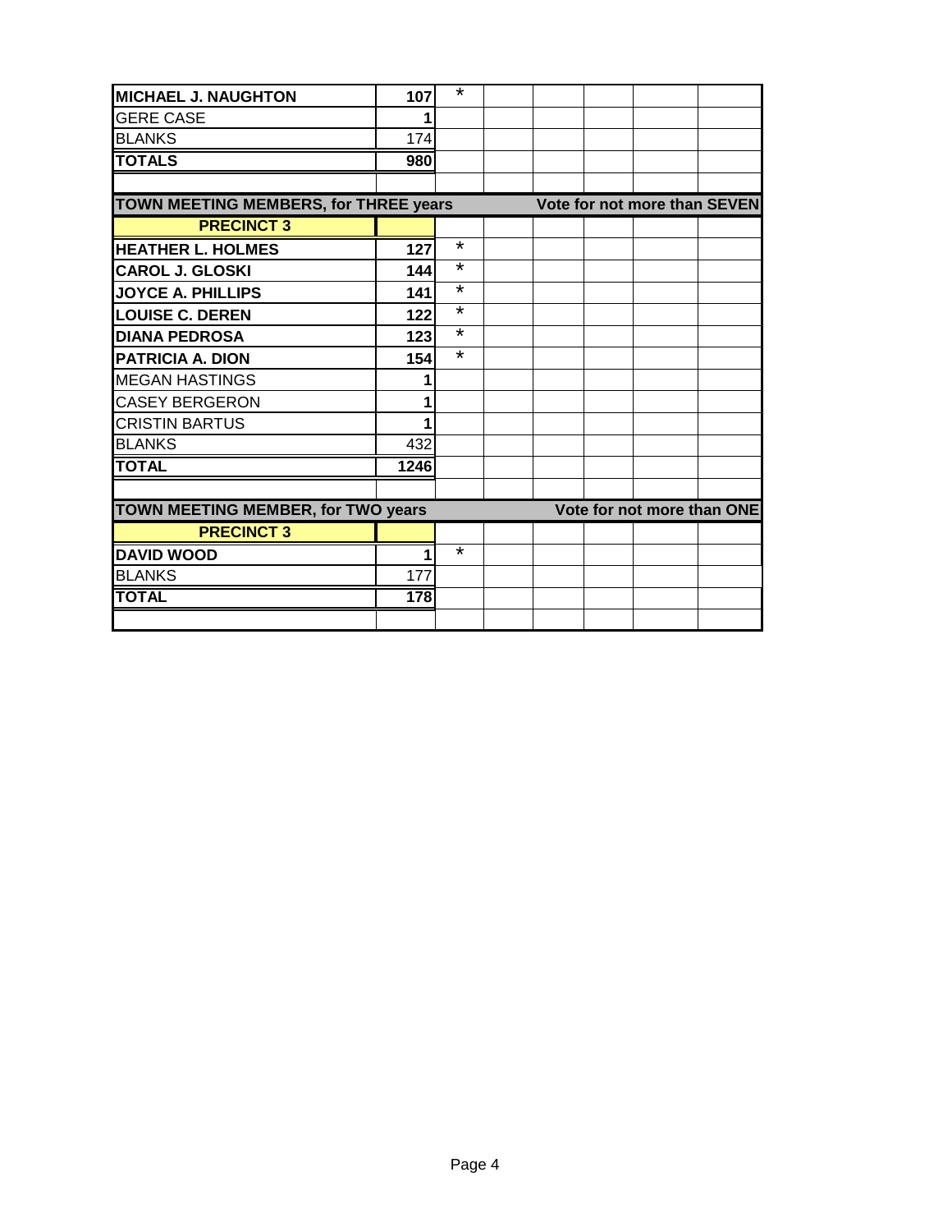| | | | | | | | |
|---|---|---|---|---|---|---|---|
| **MICHAEL J. NAUGHTON** | **107** | * | | | | | |
| GERE CASE | **1** | | | | | | |
| BLANKS | 174 | | | | | | |
| **TOTALS** | **980** | | | | | | |
| | | | | | | | |
| **TOWN MEETING MEMBERS, for THREE years** | | | **Vote for not more than SEVEN** | | | | |
| **PRECINCT 3** | | | | | | | |
| **HEATHER L. HOLMES** | **127** | * | | | | | |
| **CAROL J. GLOSKI** | **144** | * | | | | | |
| **JOYCE A. PHILLIPS** | **141** | * | | | | | |
| **LOUISE C. DEREN** | **122** | * | | | | | |
| **DIANA PEDROSA** | **123** | * | | | | | |
| **PATRICIA A. DION** | **154** | * | | | | | |
| MEGAN HASTINGS | **1** | | | | | | |
| CASEY BERGERON | **1** | | | | | | |
| CRISTIN BARTUS | **1** | | | | | | |
| BLANKS | 432 | | | | | | |
| **TOTAL** | **1246** | | | | | | |
| | | | | | | | |
| **TOWN MEETING MEMBER, for TWO years** | | | **Vote for not more than ONE** | | | | |
| **PRECINCT 3** | | | | | | | |
| **DAVID WOOD** | **1** | * | | | | | |
| BLANKS | 177 | | | | | | |
| **TOTAL** | **178** | | | | | | |
| | | | | | | | |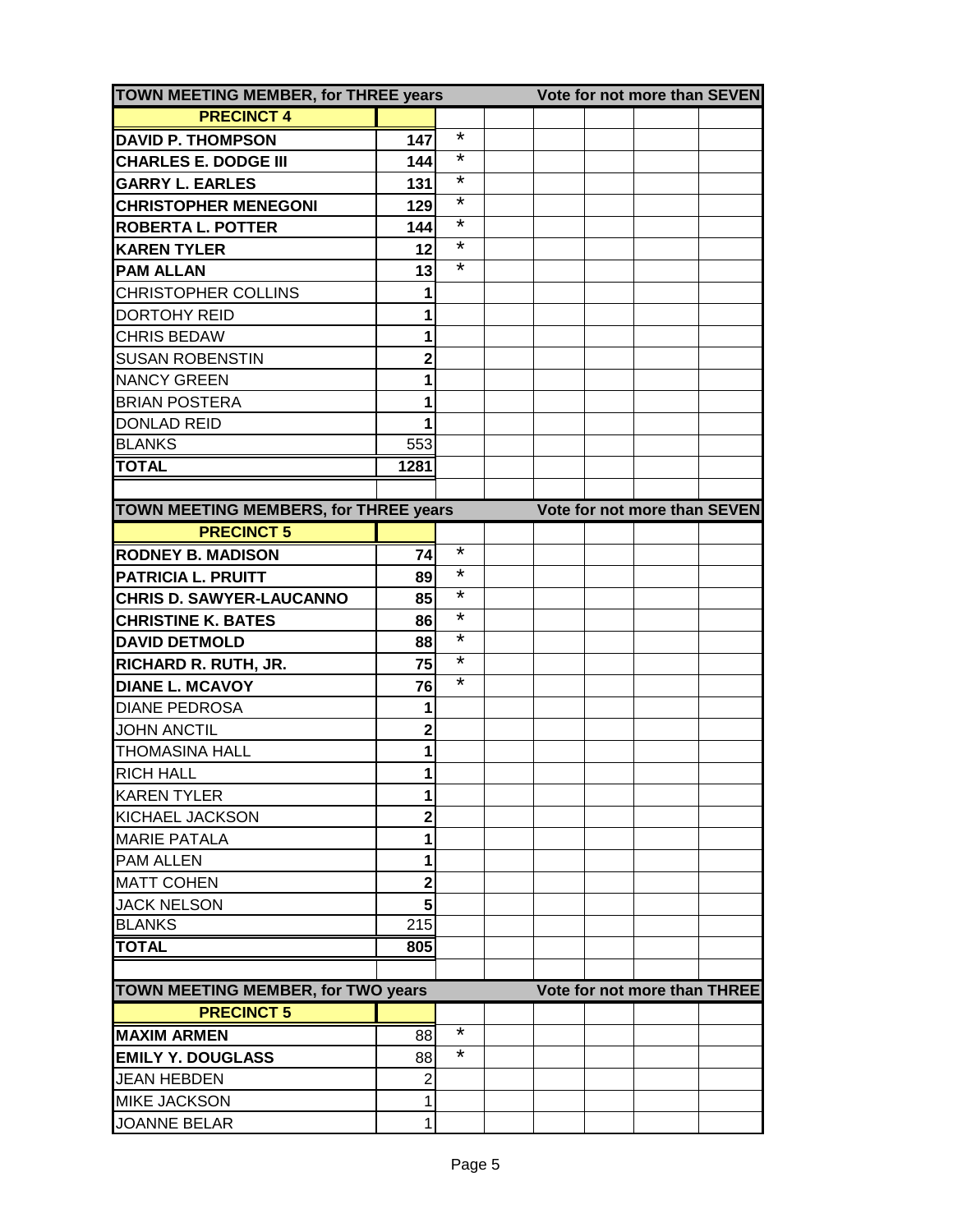| TOWN MEETING MEMBER, for THREE years | | | Vote for not more than SEVEN |
|---|---|---|---|
| **PRECINCT 4** | | | |
| **DAVID P. THOMPSON** | **147** | * | |
| **CHARLES E. DODGE III** | **144** | * | |
| **GARRY L. EARLES** | **131** | * | |
| **CHRISTOPHER MENEGONI** | **129** | * | |
| **ROBERTA L. POTTER** | **144** | * | |
| **KAREN TYLER** | **12** | * | |
| **PAM ALLAN** | **13** | * | |
| CHRISTOPHER COLLINS | **1** | | |
| DORTOHY REID | **1** | | |
| CHRIS BEDAW | **1** | | |
| SUSAN ROBENSTIN | **2** | | |
| NANCY GREEN | **1** | | |
| BRIAN POSTERA | **1** | | |
| DONLAD REID | **1** | | |
| BLANKS | 553 | | |
| **TOTAL** | **1281** | | |

| TOWN MEETING MEMBERS, for THREE years | | | Vote for not more than SEVEN |
|---|---|---|---|
| **PRECINCT 5** | | | |
| **RODNEY B. MADISON** | **74** | * | |
| **PATRICIA L. PRUITT** | **89** | * | |
| **CHRIS D. SAWYER-LAUCANNO** | **85** | * | |
| **CHRISTINE K. BATES** | **86** | * | |
| **DAVID DETMOLD** | **88** | * | |
| **RICHARD R. RUTH, JR.** | **75** | * | |
| **DIANE L. MCAVOY** | **76** | * | |
| DIANE PEDROSA | **1** | | |
| JOHN ANCTIL | **2** | | |
| THOMASINA HALL | **1** | | |
| RICH HALL | **1** | | |
| KAREN TYLER | **1** | | |
| KICHAEL JACKSON | **2** | | |
| MARIE PATALA | **1** | | |
| PAM ALLEN | **1** | | |
| MATT COHEN | **2** | | |
| JACK NELSON | **5** | | |
| BLANKS | 215 | | |
| **TOTAL** | **805** | | |

| TOWN MEETING MEMBER, for TWO years | | | Vote for not more than THREE |
|---|---|---|---|
| **PRECINCT 5** | | | |
| **MAXIM ARMEN** | 88 | * | |
| **EMILY Y. DOUGLASS** | 88 | * | |
| JEAN HEBDEN | 2 | | |
| MIKE JACKSON | 1 | | |
| JOANNE BELAR | 1 | | |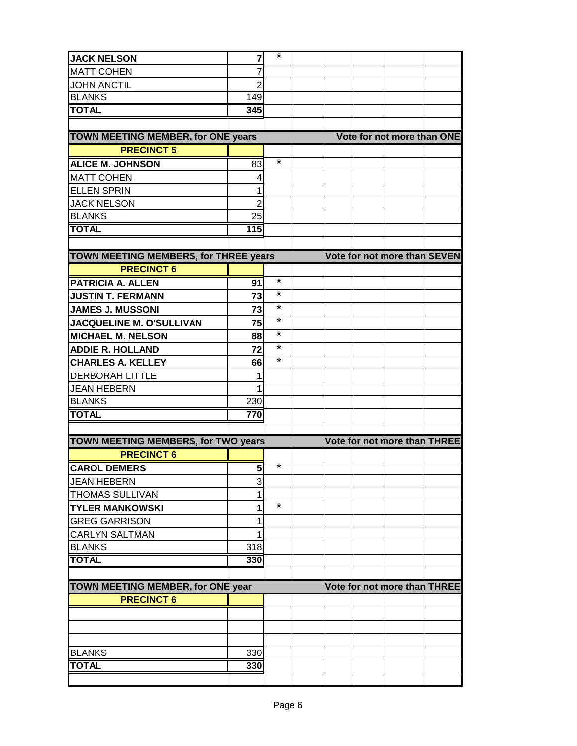| | | | | | | | |
|---|---|---|---|---|---|---|---|
| **JACK NELSON** | **7** | * | | | | | |
| MATT COHEN | 7 | | | | | | |
| JOHN ANCTIL | 2 | | | | | | |
| BLANKS | 149 | | | | | | |
| **TOTAL** | **345** | | | | | | |
| | | | | | | | |
| **TOWN MEETING MEMBER, for ONE years** | | | | **Vote for not more than ONE** | | | |
| **PRECINCT 5** | | | | | | | |
| **ALICE M. JOHNSON** | 83 | * | | | | | |
| MATT COHEN | 4 | | | | | | |
| ELLEN SPRIN | 1 | | | | | | |
| JACK NELSON | 2 | | | | | | |
| BLANKS | 25 | | | | | | |
| **TOTAL** | **115** | | | | | | |
| | | | | | | | |
| **TOWN MEETING MEMBERS, for THREE years** | | | | **Vote for not more than SEVEN** | | | |
| **PRECINCT 6** | | | | | | | |
| **PATRICIA A. ALLEN** | **91** | * | | | | | |
| **JUSTIN T. FERMANN** | **73** | * | | | | | |
| **JAMES J. MUSSONI** | **73** | * | | | | | |
| **JACQUELINE M. O'SULLIVAN** | **75** | * | | | | | |
| **MICHAEL M. NELSON** | **88** | * | | | | | |
| **ADDIE R. HOLLAND** | **72** | * | | | | | |
| **CHARLES A. KELLEY** | **66** | * | | | | | |
| DERBORAH LITTLE | **1** | | | | | | |
| JEAN HEBERN | **1** | | | | | | |
| BLANKS | 230 | | | | | | |
| **TOTAL** | **770** | | | | | | |
| | | | | | | | |
| **TOWN MEETING MEMBERS, for TWO years** | | | | **Vote for not more than THREE** | | | |
| **PRECINCT 6** | | | | | | | |
| **CAROL DEMERS** | **5** | * | | | | | |
| JEAN HEBERN | 3 | | | | | | |
| THOMAS SULLIVAN | 1 | | | | | | |
| **TYLER MANKOWSKI** | **1** | * | | | | | |
| GREG GARRISON | 1 | | | | | | |
| CARLYN SALTMAN | 1 | | | | | | |
| BLANKS | 318 | | | | | | |
| **TOTAL** | **330** | | | | | | |
| | | | | | | | |
| **TOWN MEETING MEMBER, for ONE year** | | | | **Vote for not more than THREE** | | | |
| **PRECINCT 6** | | | | | | | |
| | | | | | | | |
| | | | | | | | |
| | | | | | | | |
| BLANKS | 330 | | | | | | |
| **TOTAL** | **330** | | | | | | |
| | | | | | | | |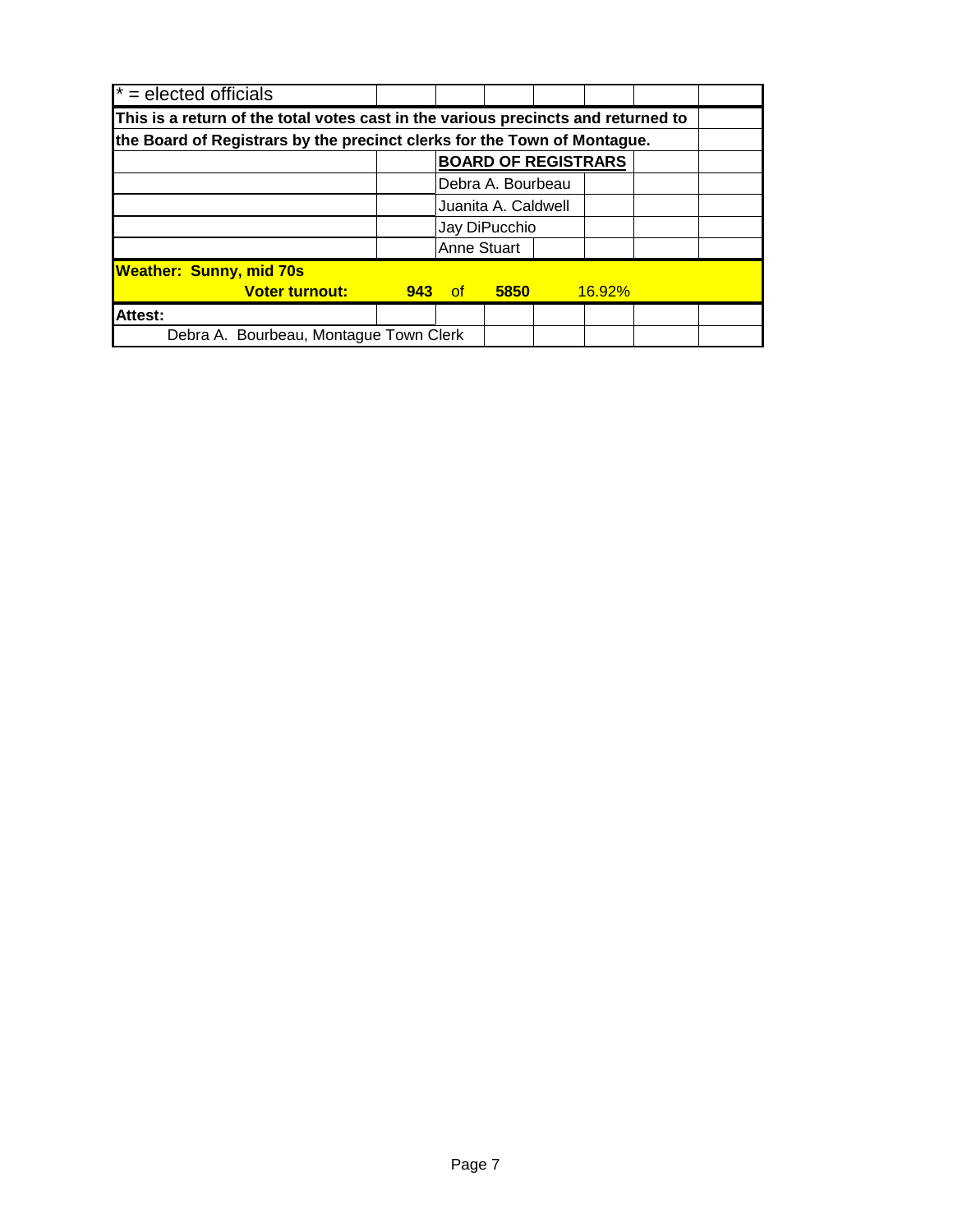\* = elected officials

**This is a return of the total votes cast in the various precincts and returned to the Board of Registrars by the precinct clerks for the Town of Montague.**

**BOARD OF REGISTRARS**

Debra A. Bourbeau

Juanita A. Caldwell

Jay DiPucchio

Anne Stuart

**Weather: Sunny, mid 70s**

| **Voter turnout:** | **943** | of | **5850** | 16.92% |
|---|---|---|---|---|

**Attest:**

Debra A. Bourbeau, Montague Town Clerk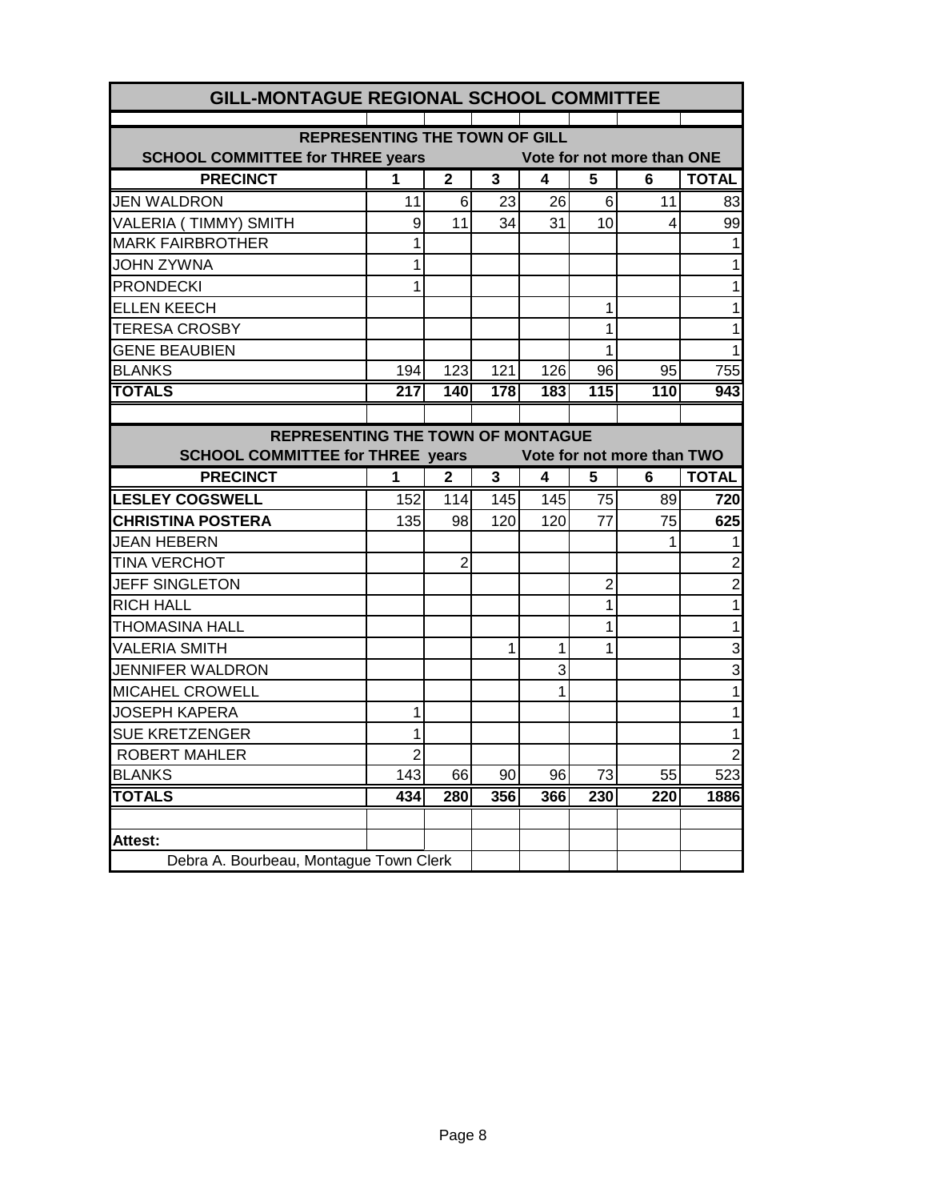# GILL-MONTAGUE REGIONAL SCHOOL COMMITTEE

## REPRESENTING THE TOWN OF GILL

**SCHOOL COMMITTEE for THREE years** — **Vote for not more than ONE**

| PRECINCT | 1 | 2 | 3 | 4 | 5 | 6 | TOTAL |
|---|---|---|---|---|---|---|---|
| JEN WALDRON | 11 | 6 | 23 | 26 | 6 | 11 | 83 |
| VALERIA ( TIMMY) SMITH | 9 | 11 | 34 | 31 | 10 | 4 | 99 |
| MARK FAIRBROTHER | 1 | | | | | | 1 |
| JOHN ZYWNA | 1 | | | | | | 1 |
| PRONDECKI | 1 | | | | | | 1 |
| ELLEN KEECH | | | | | 1 | | 1 |
| TERESA CROSBY | | | | | 1 | | 1 |
| GENE BEAUBIEN | | | | | 1 | | 1 |
| BLANKS | 194 | 123 | 121 | 126 | 96 | 95 | 755 |
| **TOTALS** | **217** | **140** | **178** | **183** | **115** | **110** | **943** |

## REPRESENTING THE TOWN OF MONTAGUE

**SCHOOL COMMITTEE for THREE years** — **Vote for not more than TWO**

| PRECINCT | 1 | 2 | 3 | 4 | 5 | 6 | TOTAL |
|---|---|---|---|---|---|---|---|
| **LESLEY COGSWELL** | 152 | 114 | 145 | 145 | 75 | 89 | **720** |
| **CHRISTINA POSTERA** | 135 | 98 | 120 | 120 | 77 | 75 | **625** |
| JEAN HEBERN | | | | | | 1 | 1 |
| TINA VERCHOT | | 2 | | | | | 2 |
| JEFF SINGLETON | | | | | 2 | | 2 |
| RICH HALL | | | | | 1 | | 1 |
| THOMASINA HALL | | | | | 1 | | 1 |
| VALERIA SMITH | | | 1 | 1 | 1 | | 3 |
| JENNIFER WALDRON | | | | 3 | | | 3 |
| MICAHEL CROWELL | | | | 1 | | | 1 |
| JOSEPH KAPERA | 1 | | | | | | 1 |
| SUE KRETZENGER | 1 | | | | | | 1 |
| ROBERT MAHLER | 2 | | | | | | 2 |
| BLANKS | 143 | 66 | 90 | 96 | 73 | 55 | 523 |
| **TOTALS** | **434** | **280** | **356** | **366** | **230** | **220** | **1886** |

**Attest:**

Debra A. Bourbeau, Montague Town Clerk